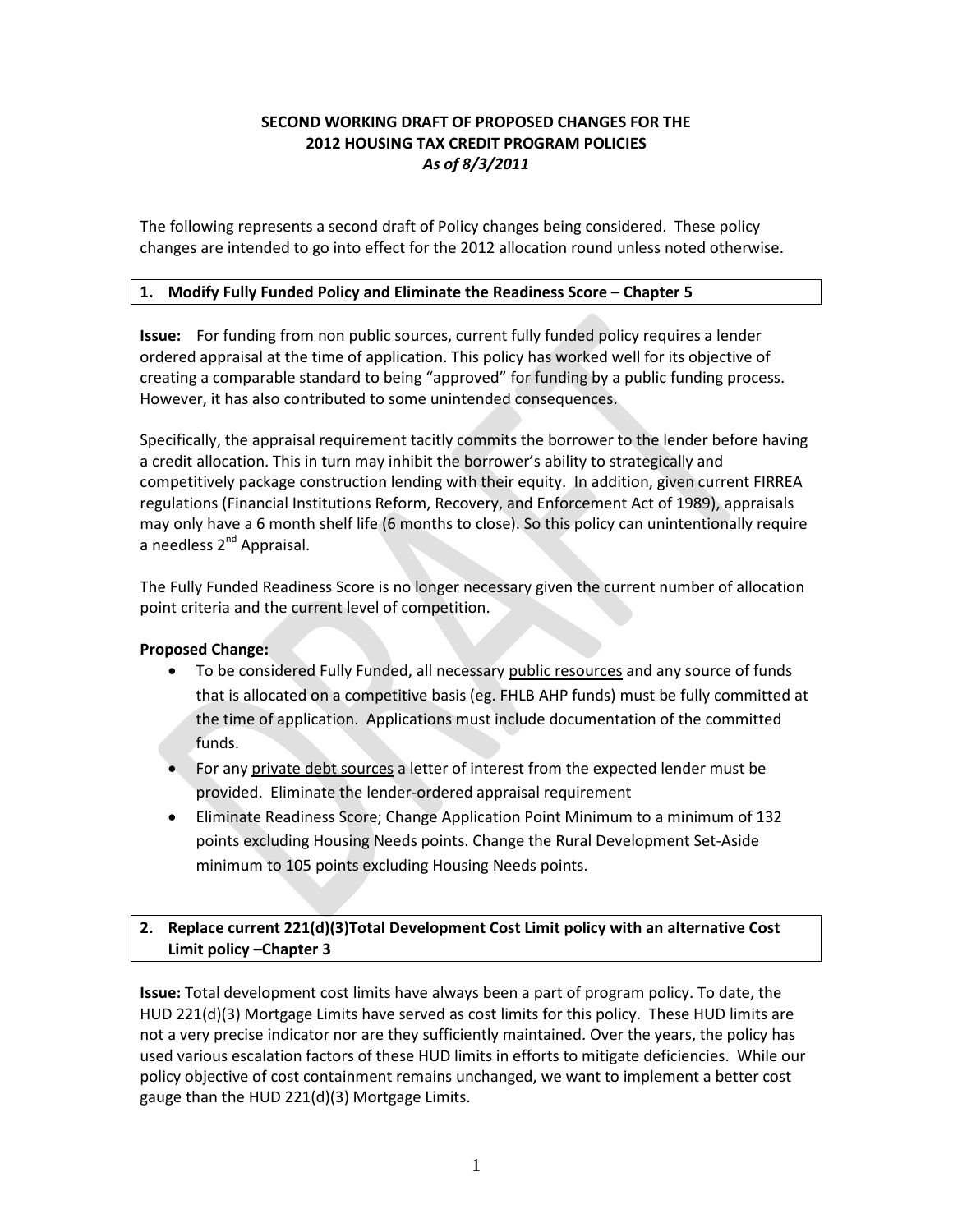**SECOND WORKING DRAFT OF PROPOSED CHANGES FOR THE 2012 HOUSING TAX CREDIT PROGRAM POLICIES**
***As of 8/3/2011***

The following represents a second draft of Policy changes being considered. These policy changes are intended to go into effect for the 2012 allocation round unless noted otherwise.

## 1. Modify Fully Funded Policy and Eliminate the Readiness Score – Chapter 5

**Issue:** For funding from non public sources, current fully funded policy requires a lender ordered appraisal at the time of application. This policy has worked well for its objective of creating a comparable standard to being "approved" for funding by a public funding process. However, it has also contributed to some unintended consequences.

Specifically, the appraisal requirement tacitly commits the borrower to the lender before having a credit allocation. This in turn may inhibit the borrower's ability to strategically and competitively package construction lending with their equity. In addition, given current FIRREA regulations (Financial Institutions Reform, Recovery, and Enforcement Act of 1989), appraisals may only have a 6 month shelf life (6 months to close). So this policy can unintentionally require a needless 2nd Appraisal.

The Fully Funded Readiness Score is no longer necessary given the current number of allocation point criteria and the current level of competition.

**Proposed Change:**

- To be considered Fully Funded, all necessary <u>public resources</u> and any source of funds that is allocated on a competitive basis (eg. FHLB AHP funds) must be fully committed at the time of application. Applications must include documentation of the committed funds.
- For any <u>private debt sources</u> a letter of interest from the expected lender must be provided. Eliminate the lender-ordered appraisal requirement
- Eliminate Readiness Score; Change Application Point Minimum to a minimum of 132 points excluding Housing Needs points. Change the Rural Development Set-Aside minimum to 105 points excluding Housing Needs points.

## 2. Replace current 221(d)(3)Total Development Cost Limit policy with an alternative Cost Limit policy –Chapter 3

**Issue:** Total development cost limits have always been a part of program policy. To date, the HUD 221(d)(3) Mortgage Limits have served as cost limits for this policy. These HUD limits are not a very precise indicator nor are they sufficiently maintained. Over the years, the policy has used various escalation factors of these HUD limits in efforts to mitigate deficiencies. While our policy objective of cost containment remains unchanged, we want to implement a better cost gauge than the HUD 221(d)(3) Mortgage Limits.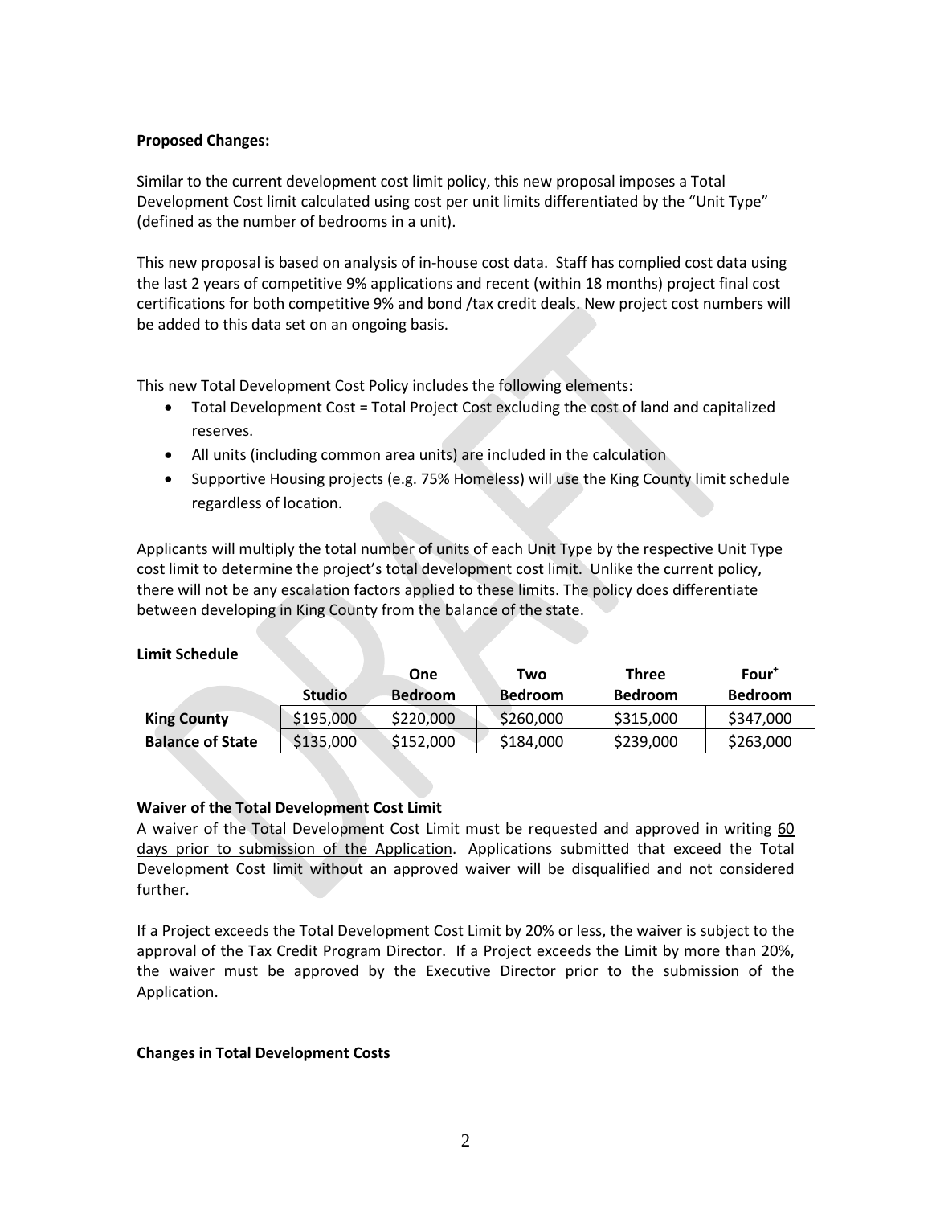**Proposed Changes:**

Similar to the current development cost limit policy, this new proposal imposes a Total Development Cost limit calculated using cost per unit limits differentiated by the "Unit Type" (defined as the number of bedrooms in a unit).

This new proposal is based on analysis of in-house cost data. Staff has complied cost data using the last 2 years of competitive 9% applications and recent (within 18 months) project final cost certifications for both competitive 9% and bond /tax credit deals. New project cost numbers will be added to this data set on an ongoing basis.

This new Total Development Cost Policy includes the following elements:

- Total Development Cost = Total Project Cost excluding the cost of land and capitalized reserves.
- All units (including common area units) are included in the calculation
- Supportive Housing projects (e.g. 75% Homeless) will use the King County limit schedule regardless of location.

Applicants will multiply the total number of units of each Unit Type by the respective Unit Type cost limit to determine the project's total development cost limit. Unlike the current policy, there will not be any escalation factors applied to these limits. The policy does differentiate between developing in King County from the balance of the state.

**Limit Schedule**

| | Studio | One Bedroom | Two Bedroom | Three Bedroom | Four+ Bedroom |
|---|---|---|---|---|---|
| **King County** | $195,000 | $220,000 | $260,000 | $315,000 | $347,000 |
| **Balance of State** | $135,000 | $152,000 | $184,000 | $239,000 | $263,000 |

**Waiver of the Total Development Cost Limit**

A waiver of the Total Development Cost Limit must be requested and approved in writing 60 days prior to submission of the Application. Applications submitted that exceed the Total Development Cost limit without an approved waiver will be disqualified and not considered further.

If a Project exceeds the Total Development Cost Limit by 20% or less, the waiver is subject to the approval of the Tax Credit Program Director. If a Project exceeds the Limit by more than 20%, the waiver must be approved by the Executive Director prior to the submission of the Application.

**Changes in Total Development Costs**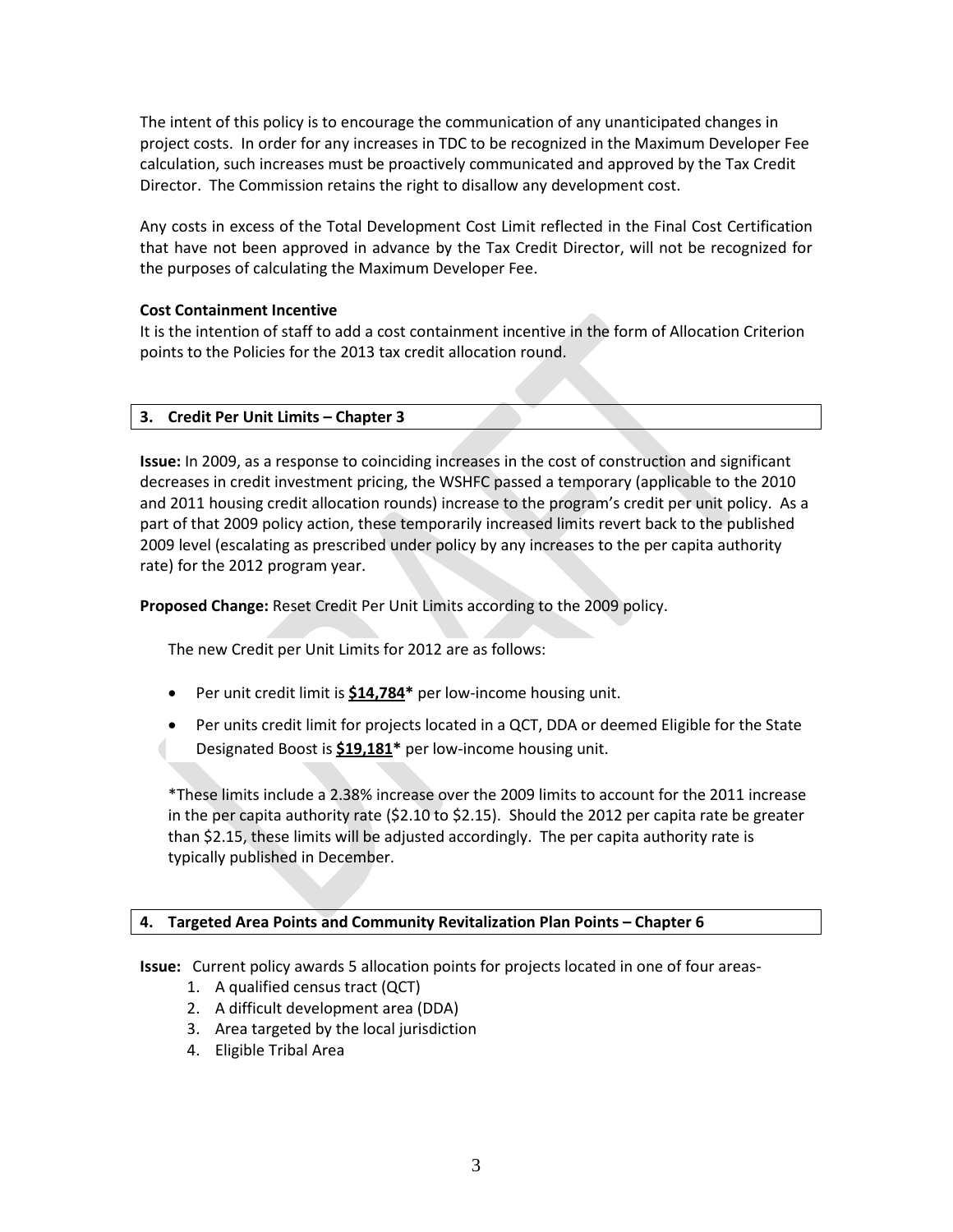The intent of this policy is to encourage the communication of any unanticipated changes in project costs. In order for any increases in TDC to be recognized in the Maximum Developer Fee calculation, such increases must be proactively communicated and approved by the Tax Credit Director. The Commission retains the right to disallow any development cost.

Any costs in excess of the Total Development Cost Limit reflected in the Final Cost Certification that have not been approved in advance by the Tax Credit Director, will not be recognized for the purposes of calculating the Maximum Developer Fee.

**Cost Containment Incentive**

It is the intention of staff to add a cost containment incentive in the form of Allocation Criterion points to the Policies for the 2013 tax credit allocation round.

### 3. Credit Per Unit Limits – Chapter 3

**Issue:** In 2009, as a response to coinciding increases in the cost of construction and significant decreases in credit investment pricing, the WSHFC passed a temporary (applicable to the 2010 and 2011 housing credit allocation rounds) increase to the program's credit per unit policy. As a part of that 2009 policy action, these temporarily increased limits revert back to the published 2009 level (escalating as prescribed under policy by any increases to the per capita authority rate) for the 2012 program year.

**Proposed Change:** Reset Credit Per Unit Limits according to the 2009 policy.

The new Credit per Unit Limits for 2012 are as follows:

- Per unit credit limit is **$14,784*** per low-income housing unit.
- Per units credit limit for projects located in a QCT, DDA or deemed Eligible for the State Designated Boost is **$19,181*** per low-income housing unit.

*These limits include a 2.38% increase over the 2009 limits to account for the 2011 increase in the per capita authority rate ($2.10 to $2.15). Should the 2012 per capita rate be greater than $2.15, these limits will be adjusted accordingly. The per capita authority rate is typically published in December.

### 4. Targeted Area Points and Community Revitalization Plan Points – Chapter 6

**Issue:** Current policy awards 5 allocation points for projects located in one of four areas-

1. A qualified census tract (QCT)
2. A difficult development area (DDA)
3. Area targeted by the local jurisdiction
4. Eligible Tribal Area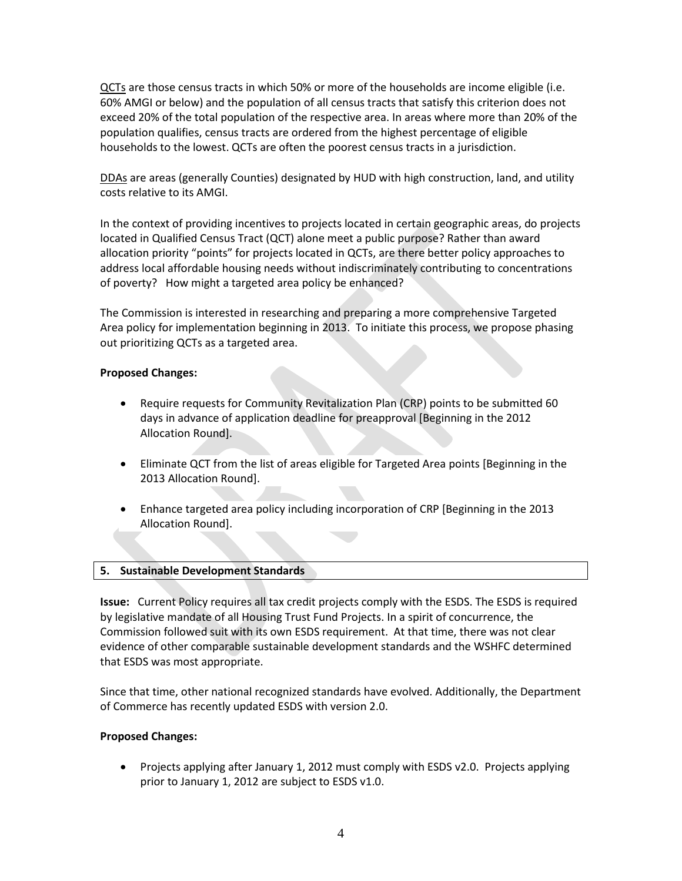QCTs are those census tracts in which 50% or more of the households are income eligible (i.e. 60% AMGI or below) and the population of all census tracts that satisfy this criterion does not exceed 20% of the total population of the respective area. In areas where more than 20% of the population qualifies, census tracts are ordered from the highest percentage of eligible households to the lowest. QCTs are often the poorest census tracts in a jurisdiction.

DDAs are areas (generally Counties) designated by HUD with high construction, land, and utility costs relative to its AMGI.

In the context of providing incentives to projects located in certain geographic areas, do projects located in Qualified Census Tract (QCT) alone meet a public purpose? Rather than award allocation priority "points" for projects located in QCTs, are there better policy approaches to address local affordable housing needs without indiscriminately contributing to concentrations of poverty? How might a targeted area policy be enhanced?

The Commission is interested in researching and preparing a more comprehensive Targeted Area policy for implementation beginning in 2013. To initiate this process, we propose phasing out prioritizing QCTs as a targeted area.

**Proposed Changes:**

- Require requests for Community Revitalization Plan (CRP) points to be submitted 60 days in advance of application deadline for preapproval [Beginning in the 2012 Allocation Round].
- Eliminate QCT from the list of areas eligible for Targeted Area points [Beginning in the 2013 Allocation Round].
- Enhance targeted area policy including incorporation of CRP [Beginning in the 2013 Allocation Round].

## 5. Sustainable Development Standards

**Issue:** Current Policy requires all tax credit projects comply with the ESDS. The ESDS is required by legislative mandate of all Housing Trust Fund Projects. In a spirit of concurrence, the Commission followed suit with its own ESDS requirement. At that time, there was not clear evidence of other comparable sustainable development standards and the WSHFC determined that ESDS was most appropriate.

Since that time, other national recognized standards have evolved. Additionally, the Department of Commerce has recently updated ESDS with version 2.0.

**Proposed Changes:**

- Projects applying after January 1, 2012 must comply with ESDS v2.0. Projects applying prior to January 1, 2012 are subject to ESDS v1.0.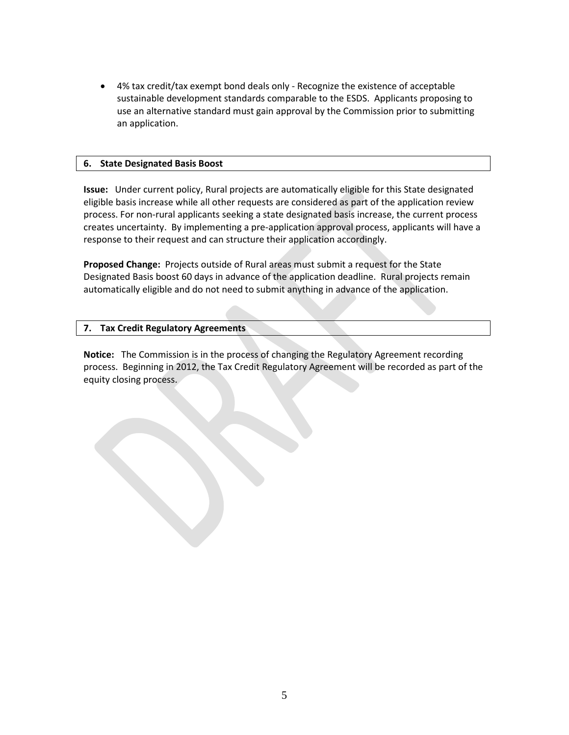- 4% tax credit/tax exempt bond deals only - Recognize the existence of acceptable sustainable development standards comparable to the ESDS. Applicants proposing to use an alternative standard must gain approval by the Commission prior to submitting an application.

## 6. State Designated Basis Boost

**Issue:** Under current policy, Rural projects are automatically eligible for this State designated eligible basis increase while all other requests are considered as part of the application review process. For non-rural applicants seeking a state designated basis increase, the current process creates uncertainty. By implementing a pre-application approval process, applicants will have a response to their request and can structure their application accordingly.

**Proposed Change:** Projects outside of Rural areas must submit a request for the State Designated Basis boost 60 days in advance of the application deadline. Rural projects remain automatically eligible and do not need to submit anything in advance of the application.

## 7. Tax Credit Regulatory Agreements

**Notice:** The Commission is in the process of changing the Regulatory Agreement recording process. Beginning in 2012, the Tax Credit Regulatory Agreement will be recorded as part of the equity closing process.